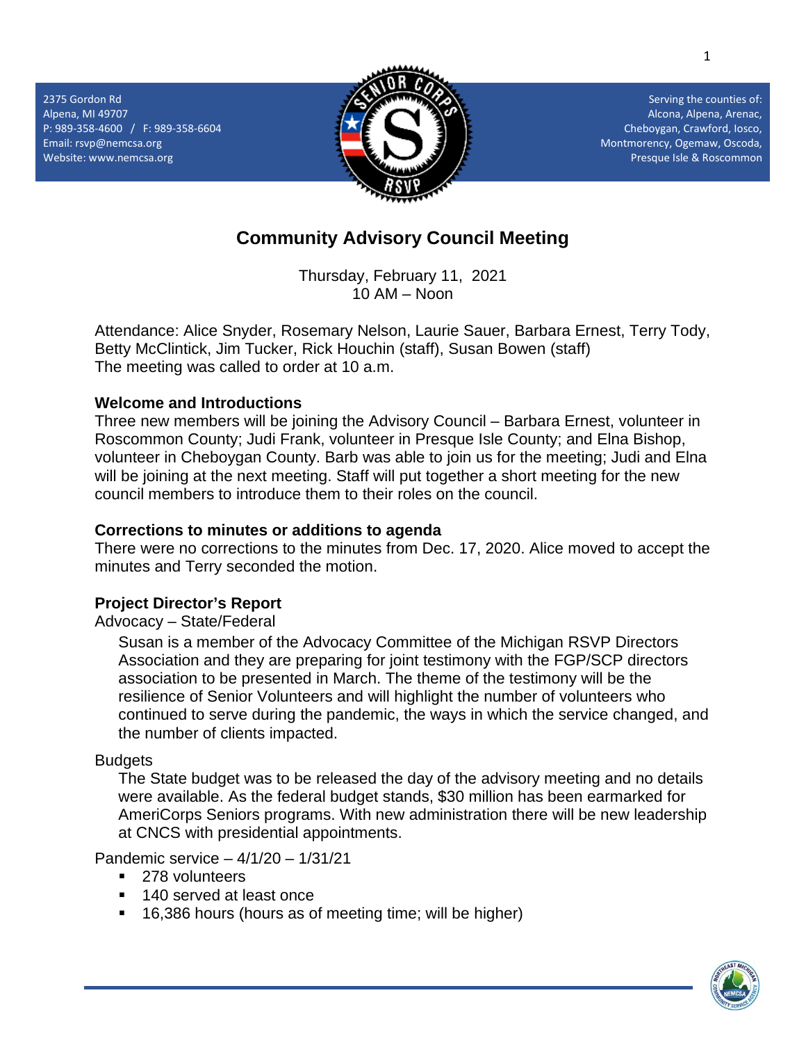2375 Gordon Rd
Alpena, MI 49707
P: 989-358-4600 / F: 989-358-6604
Email: rsvp@nemcsa.org
Website: www.nemcsa.org

Serving the counties of:
Alcona, Alpena, Arenac,
Cheboygan, Crawford, Iosco,
Montmorency, Ogemaw, Oscoda,
Presque Isle & Roscommon

# Community Advisory Council Meeting

Thursday, February 11, 2021
10 AM – Noon

Attendance: Alice Snyder, Rosemary Nelson, Laurie Sauer, Barbara Ernest, Terry Tody, Betty McClintick, Jim Tucker, Rick Houchin (staff), Susan Bowen (staff)
The meeting was called to order at 10 a.m.

**Welcome and Introductions**
Three new members will be joining the Advisory Council – Barbara Ernest, volunteer in Roscommon County; Judi Frank, volunteer in Presque Isle County; and Elna Bishop, volunteer in Cheboygan County. Barb was able to join us for the meeting; Judi and Elna will be joining at the next meeting. Staff will put together a short meeting for the new council members to introduce them to their roles on the council.

**Corrections to minutes or additions to agenda**
There were no corrections to the minutes from Dec. 17, 2020. Alice moved to accept the minutes and Terry seconded the motion.

**Project Director's Report**
Advocacy – State/Federal

Susan is a member of the Advocacy Committee of the Michigan RSVP Directors Association and they are preparing for joint testimony with the FGP/SCP directors association to be presented in March. The theme of the testimony will be the resilience of Senior Volunteers and will highlight the number of volunteers who continued to serve during the pandemic, the ways in which the service changed, and the number of clients impacted.

Budgets

The State budget was to be released the day of the advisory meeting and no details were available. As the federal budget stands, $30 million has been earmarked for AmeriCorps Seniors programs. With new administration there will be new leadership at CNCS with presidential appointments.

Pandemic service – 4/1/20 – 1/31/21

- 278 volunteers
- 140 served at least once
- 16,386 hours (hours as of meeting time; will be higher)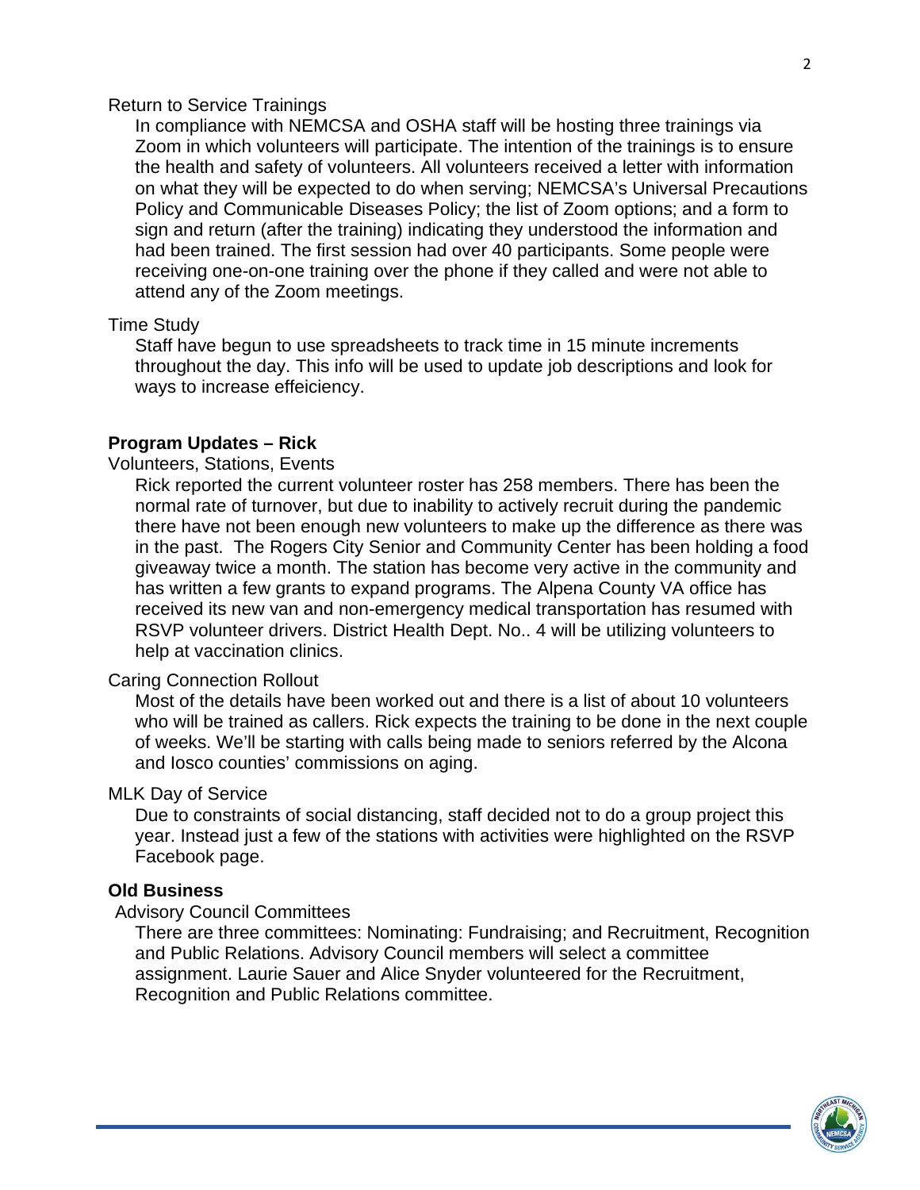Return to Service Trainings

In compliance with NEMCSA and OSHA staff will be hosting three trainings via Zoom in which volunteers will participate. The intention of the trainings is to ensure the health and safety of volunteers. All volunteers received a letter with information on what they will be expected to do when serving; NEMCSA's Universal Precautions Policy and Communicable Diseases Policy; the list of Zoom options; and a form to sign and return (after the training) indicating they understood the information and had been trained. The first session had over 40 participants. Some people were receiving one-on-one training over the phone if they called and were not able to attend any of the Zoom meetings.

Time Study

Staff have begun to use spreadsheets to track time in 15 minute increments throughout the day. This info will be used to update job descriptions and look for ways to increase effeiciency.

**Program Updates – Rick**

Volunteers, Stations, Events

Rick reported the current volunteer roster has 258 members. There has been the normal rate of turnover, but due to inability to actively recruit during the pandemic there have not been enough new volunteers to make up the difference as there was in the past. The Rogers City Senior and Community Center has been holding a food giveaway twice a month. The station has become very active in the community and has written a few grants to expand programs. The Alpena County VA office has received its new van and non-emergency medical transportation has resumed with RSVP volunteer drivers. District Health Dept. No.. 4 will be utilizing volunteers to help at vaccination clinics.

Caring Connection Rollout

Most of the details have been worked out and there is a list of about 10 volunteers who will be trained as callers. Rick expects the training to be done in the next couple of weeks. We'll be starting with calls being made to seniors referred by the Alcona and Iosco counties' commissions on aging.

MLK Day of Service

Due to constraints of social distancing, staff decided not to do a group project this year. Instead just a few of the stations with activities were highlighted on the RSVP Facebook page.

**Old Business**

Advisory Council Committees

There are three committees: Nominating: Fundraising; and Recruitment, Recognition and Public Relations. Advisory Council members will select a committee assignment. Laurie Sauer and Alice Snyder volunteered for the Recruitment, Recognition and Public Relations committee.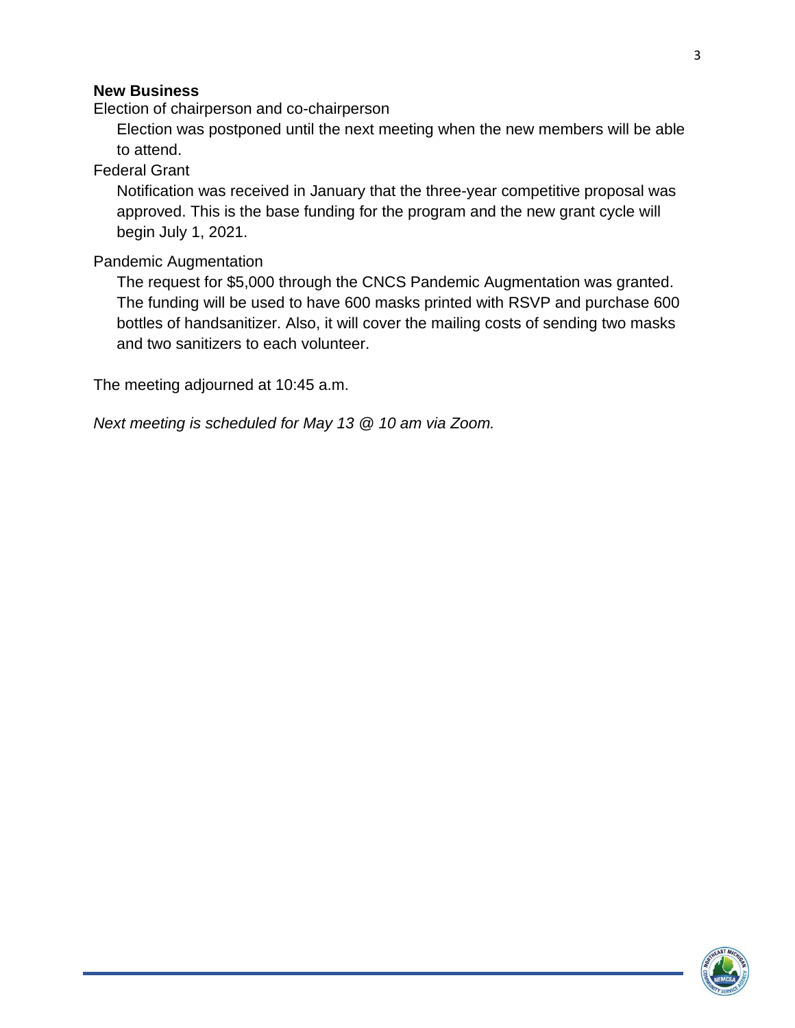**New Business**

Election of chairperson and co-chairperson

Election was postponed until the next meeting when the new members will be able to attend.

Federal Grant

Notification was received in January that the three-year competitive proposal was approved. This is the base funding for the program and the new grant cycle will begin July 1, 2021.

Pandemic Augmentation

The request for $5,000 through the CNCS Pandemic Augmentation was granted. The funding will be used to have 600 masks printed with RSVP and purchase 600 bottles of handsanitizer. Also, it will cover the mailing costs of sending two masks and two sanitizers to each volunteer.

The meeting adjourned at 10:45 a.m.

*Next meeting is scheduled for May 13 @ 10 am via Zoom.*